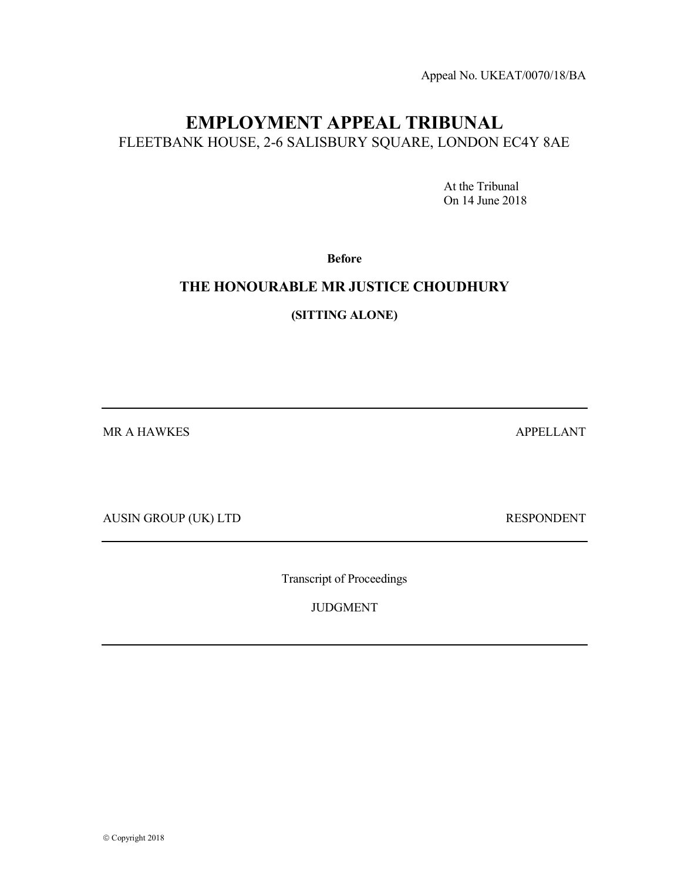Appeal No. UKEAT/0070/18/BA

# EMPLOYMENT APPEAL TRIBUNAL

FLEETBANK HOUSE, 2-6 SALISBURY SQUARE, LONDON EC4Y 8AE

At the Tribunal
On 14 June 2018

**Before**

**THE HONOURABLE MR JUSTICE CHOUDHURY**

**(SITTING ALONE)**

---

MR A HAWKES — APPELLANT

AUSIN GROUP (UK) LTD — RESPONDENT

---

Transcript of Proceedings

JUDGMENT

---

© Copyright 2018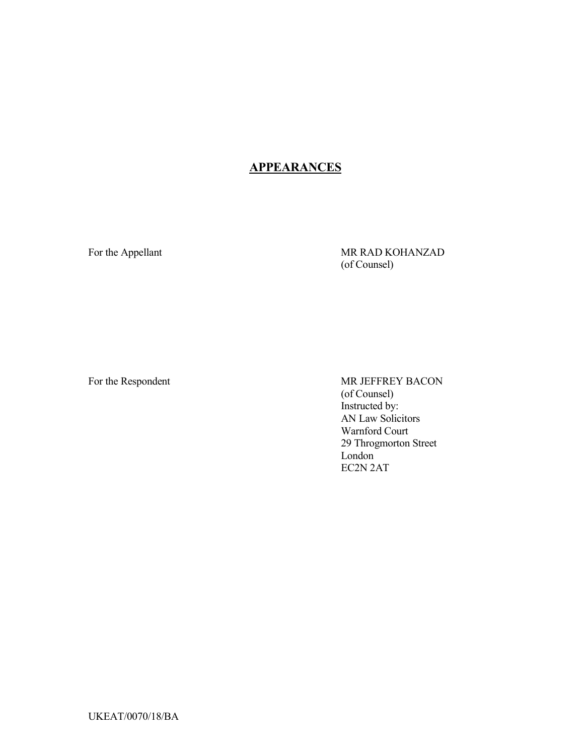## APPEARANCES

| | |
|---|---|
| For the Appellant | MR RAD KOHANZAD<br>(of Counsel) |
| For the Respondent | MR JEFFREY BACON<br>(of Counsel)<br>Instructed by:<br>AN Law Solicitors<br>Warnford Court<br>29 Throgmorton Street<br>London<br>EC2N 2AT |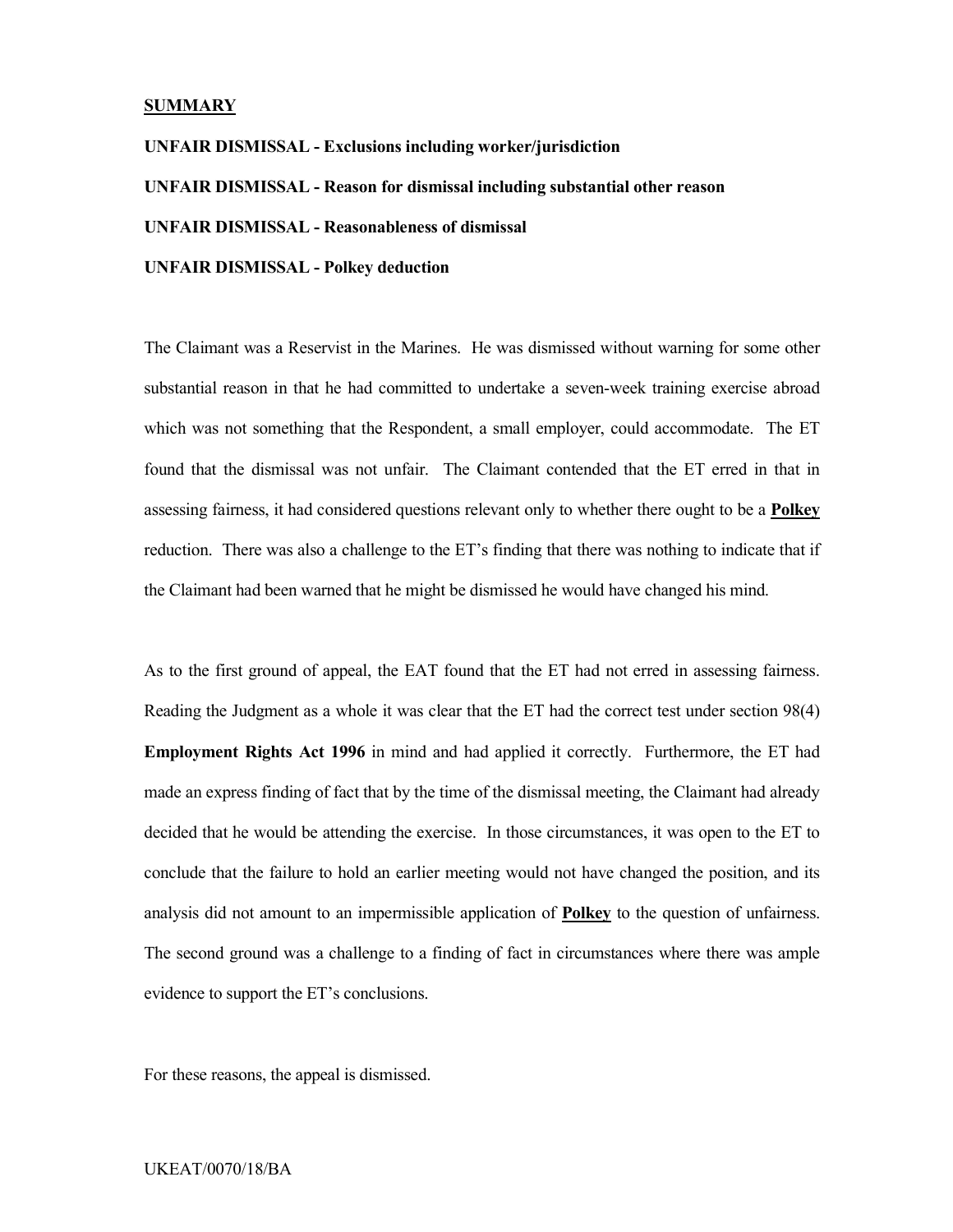## SUMMARY

**UNFAIR DISMISSAL - Exclusions including worker/jurisdiction**

**UNFAIR DISMISSAL - Reason for dismissal including substantial other reason**

**UNFAIR DISMISSAL - Reasonableness of dismissal**

**UNFAIR DISMISSAL - Polkey deduction**

The Claimant was a Reservist in the Marines. He was dismissed without warning for some other substantial reason in that he had committed to undertake a seven-week training exercise abroad which was not something that the Respondent, a small employer, could accommodate. The ET found that the dismissal was not unfair. The Claimant contended that the ET erred in that in assessing fairness, it had considered questions relevant only to whether there ought to be a **Polkey** reduction. There was also a challenge to the ET's finding that there was nothing to indicate that if the Claimant had been warned that he might be dismissed he would have changed his mind.

As to the first ground of appeal, the EAT found that the ET had not erred in assessing fairness. Reading the Judgment as a whole it was clear that the ET had the correct test under section 98(4) **Employment Rights Act 1996** in mind and had applied it correctly. Furthermore, the ET had made an express finding of fact that by the time of the dismissal meeting, the Claimant had already decided that he would be attending the exercise. In those circumstances, it was open to the ET to conclude that the failure to hold an earlier meeting would not have changed the position, and its analysis did not amount to an impermissible application of **Polkey** to the question of unfairness. The second ground was a challenge to a finding of fact in circumstances where there was ample evidence to support the ET's conclusions.

For these reasons, the appeal is dismissed.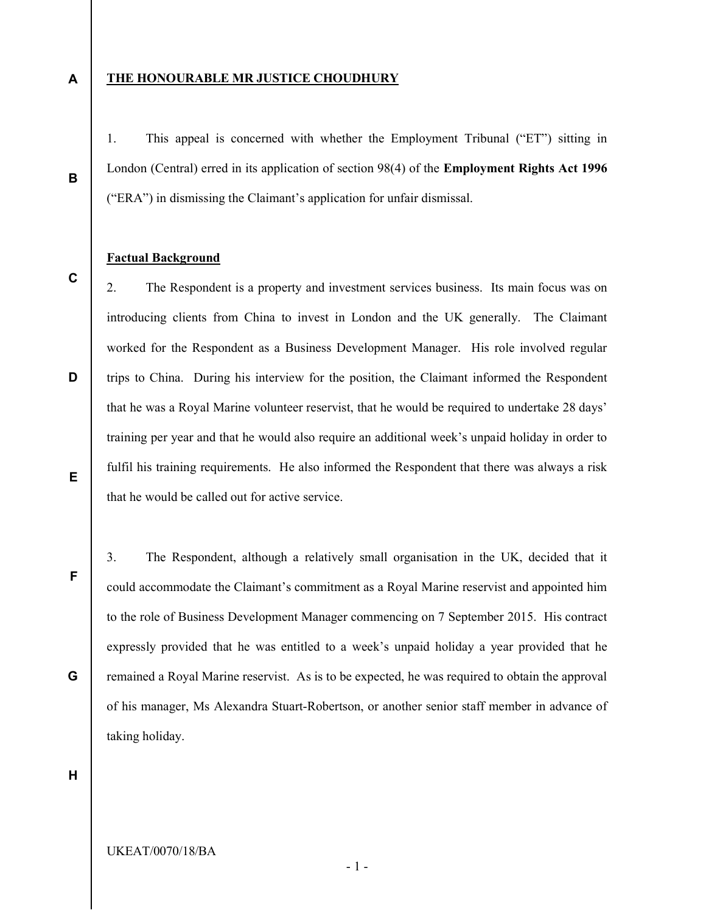**THE HONOURABLE MR JUSTICE CHOUDHURY**

1. This appeal is concerned with whether the Employment Tribunal ("ET") sitting in London (Central) erred in its application of section 98(4) of the **Employment Rights Act 1996** ("ERA") in dismissing the Claimant's application for unfair dismissal.

**Factual Background**

2. The Respondent is a property and investment services business. Its main focus was on introducing clients from China to invest in London and the UK generally. The Claimant worked for the Respondent as a Business Development Manager. His role involved regular trips to China. During his interview for the position, the Claimant informed the Respondent that he was a Royal Marine volunteer reservist, that he would be required to undertake 28 days' training per year and that he would also require an additional week's unpaid holiday in order to fulfil his training requirements. He also informed the Respondent that there was always a risk that he would be called out for active service.

3. The Respondent, although a relatively small organisation in the UK, decided that it could accommodate the Claimant's commitment as a Royal Marine reservist and appointed him to the role of Business Development Manager commencing on 7 September 2015. His contract expressly provided that he was entitled to a week's unpaid holiday a year provided that he remained a Royal Marine reservist. As is to be expected, he was required to obtain the approval of his manager, Ms Alexandra Stuart-Robertson, or another senior staff member in advance of taking holiday.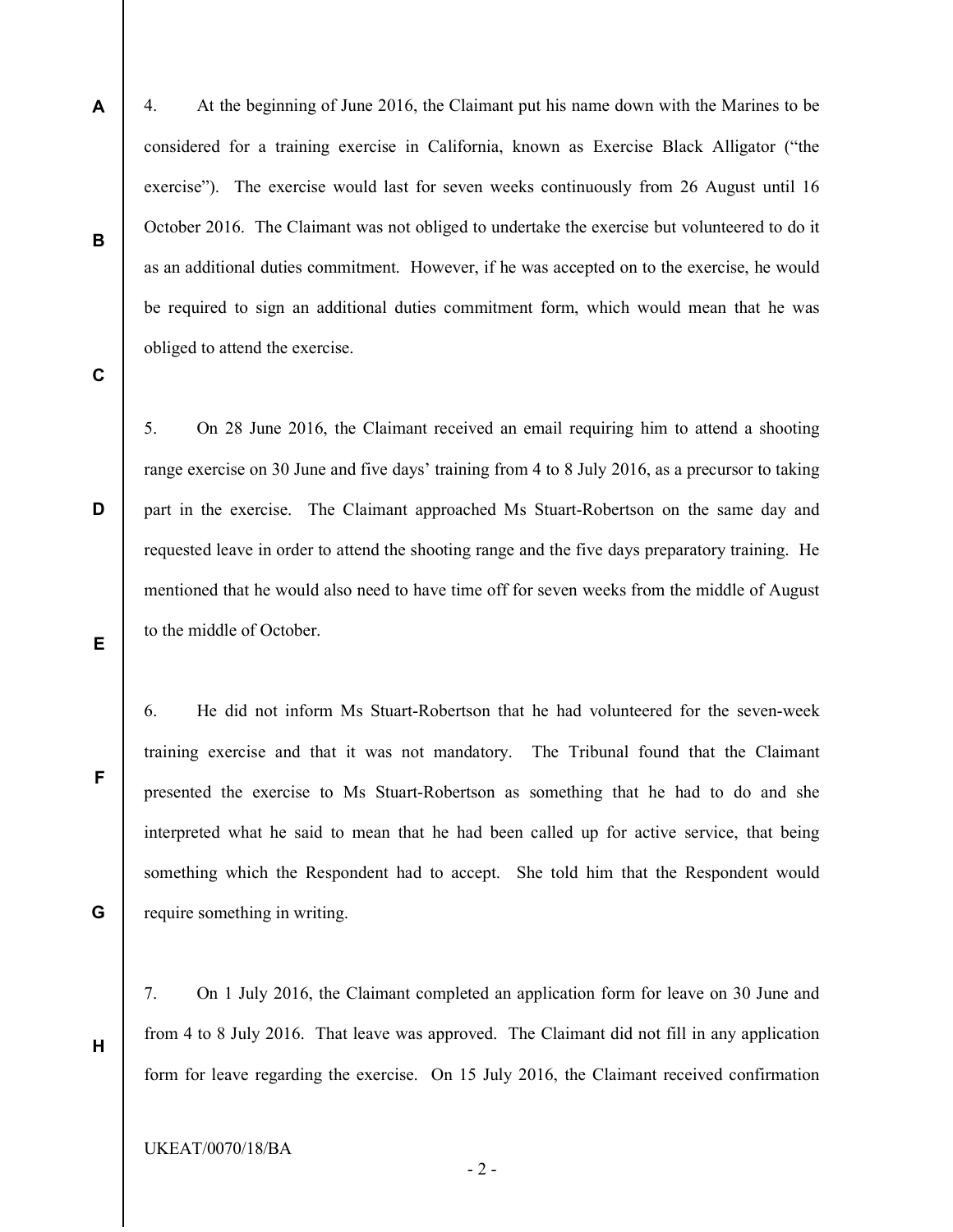4. At the beginning of June 2016, the Claimant put his name down with the Marines to be considered for a training exercise in California, known as Exercise Black Alligator ("the exercise"). The exercise would last for seven weeks continuously from 26 August until 16 October 2016. The Claimant was not obliged to undertake the exercise but volunteered to do it as an additional duties commitment. However, if he was accepted on to the exercise, he would be required to sign an additional duties commitment form, which would mean that he was obliged to attend the exercise.

5. On 28 June 2016, the Claimant received an email requiring him to attend a shooting range exercise on 30 June and five days' training from 4 to 8 July 2016, as a precursor to taking part in the exercise. The Claimant approached Ms Stuart-Robertson on the same day and requested leave in order to attend the shooting range and the five days preparatory training. He mentioned that he would also need to have time off for seven weeks from the middle of August to the middle of October.

6. He did not inform Ms Stuart-Robertson that he had volunteered for the seven-week training exercise and that it was not mandatory. The Tribunal found that the Claimant presented the exercise to Ms Stuart-Robertson as something that he had to do and she interpreted what he said to mean that he had been called up for active service, that being something which the Respondent had to accept. She told him that the Respondent would require something in writing.

7. On 1 July 2016, the Claimant completed an application form for leave on 30 June and from 4 to 8 July 2016. That leave was approved. The Claimant did not fill in any application form for leave regarding the exercise. On 15 July 2016, the Claimant received confirmation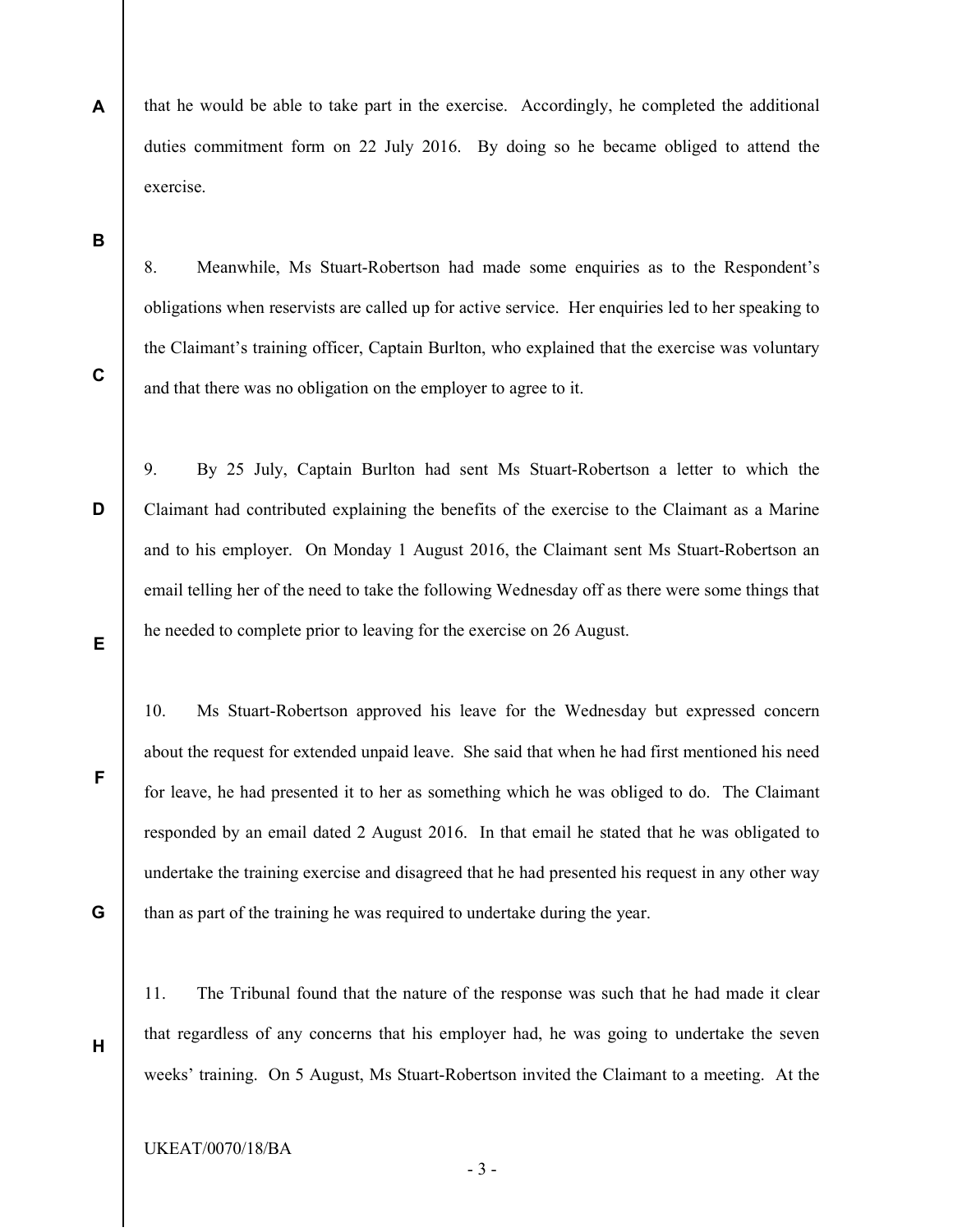that he would be able to take part in the exercise. Accordingly, he completed the additional duties commitment form on 22 July 2016. By doing so he became obliged to attend the exercise.

8. Meanwhile, Ms Stuart-Robertson had made some enquiries as to the Respondent's obligations when reservists are called up for active service. Her enquiries led to her speaking to the Claimant's training officer, Captain Burlton, who explained that the exercise was voluntary and that there was no obligation on the employer to agree to it.

9. By 25 July, Captain Burlton had sent Ms Stuart-Robertson a letter to which the Claimant had contributed explaining the benefits of the exercise to the Claimant as a Marine and to his employer. On Monday 1 August 2016, the Claimant sent Ms Stuart-Robertson an email telling her of the need to take the following Wednesday off as there were some things that he needed to complete prior to leaving for the exercise on 26 August.

10. Ms Stuart-Robertson approved his leave for the Wednesday but expressed concern about the request for extended unpaid leave. She said that when he had first mentioned his need for leave, he had presented it to her as something which he was obliged to do. The Claimant responded by an email dated 2 August 2016. In that email he stated that he was obligated to undertake the training exercise and disagreed that he had presented his request in any other way than as part of the training he was required to undertake during the year.

11. The Tribunal found that the nature of the response was such that he had made it clear that regardless of any concerns that his employer had, he was going to undertake the seven weeks' training. On 5 August, Ms Stuart-Robertson invited the Claimant to a meeting. At the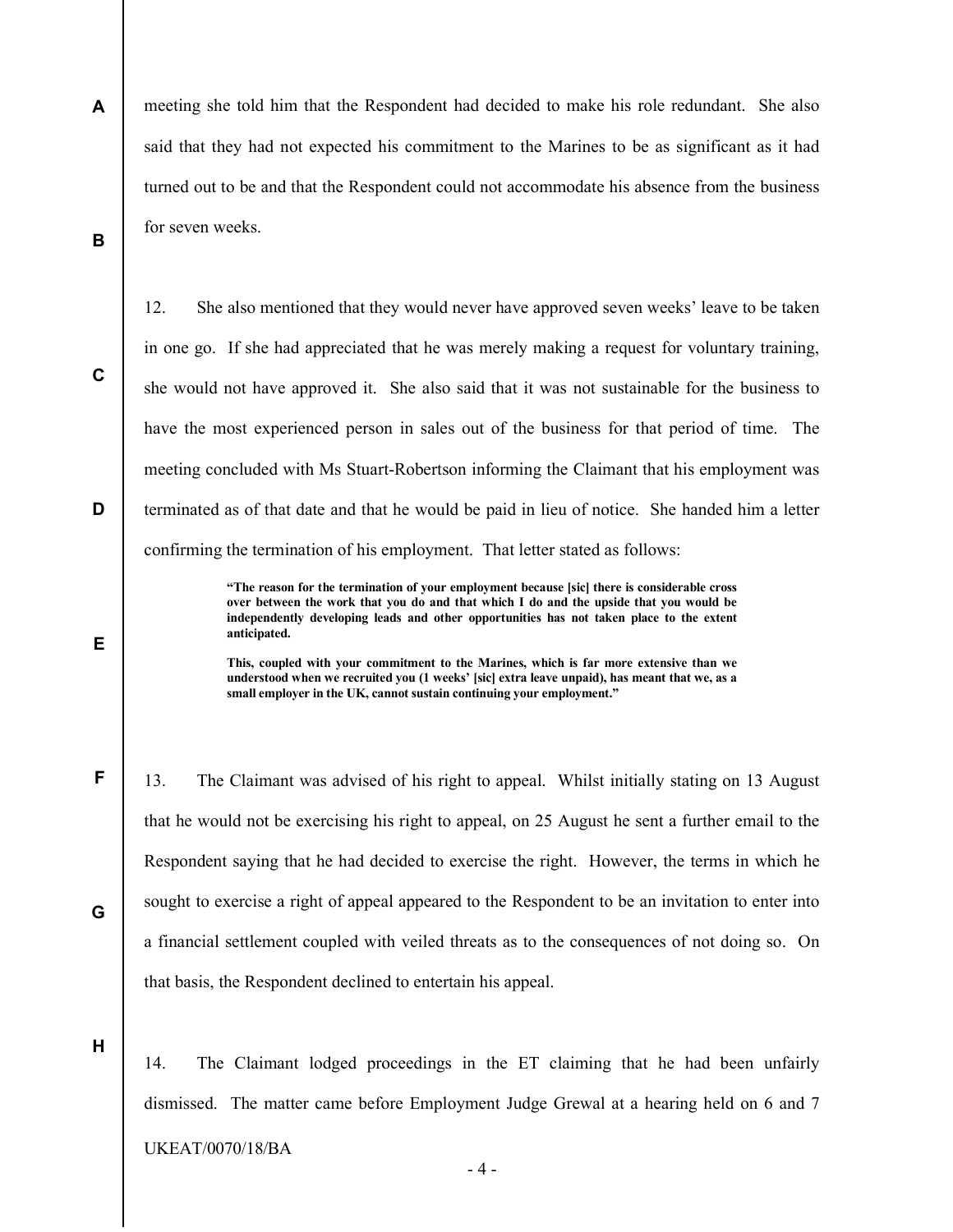meeting she told him that the Respondent had decided to make his role redundant. She also said that they had not expected his commitment to the Marines to be as significant as it had turned out to be and that the Respondent could not accommodate his absence from the business for seven weeks.

12. She also mentioned that they would never have approved seven weeks' leave to be taken in one go. If she had appreciated that he was merely making a request for voluntary training, she would not have approved it. She also said that it was not sustainable for the business to have the most experienced person in sales out of the business for that period of time. The meeting concluded with Ms Stuart-Robertson informing the Claimant that his employment was terminated as of that date and that he would be paid in lieu of notice. She handed him a letter confirming the termination of his employment. That letter stated as follows:

> **"The reason for the termination of your employment because [sic] there is considerable cross over between the work that you do and that which I do and the upside that you would be independently developing leads and other opportunities has not taken place to the extent anticipated.**
>
> **This, coupled with your commitment to the Marines, which is far more extensive than we understood when we recruited you (1 weeks' [sic] extra leave unpaid), has meant that we, as a small employer in the UK, cannot sustain continuing your employment."**

13. The Claimant was advised of his right to appeal. Whilst initially stating on 13 August that he would not be exercising his right to appeal, on 25 August he sent a further email to the Respondent saying that he had decided to exercise the right. However, the terms in which he sought to exercise a right of appeal appeared to the Respondent to be an invitation to enter into a financial settlement coupled with veiled threats as to the consequences of not doing so. On that basis, the Respondent declined to entertain his appeal.

14. The Claimant lodged proceedings in the ET claiming that he had been unfairly dismissed. The matter came before Employment Judge Grewal at a hearing held on 6 and 7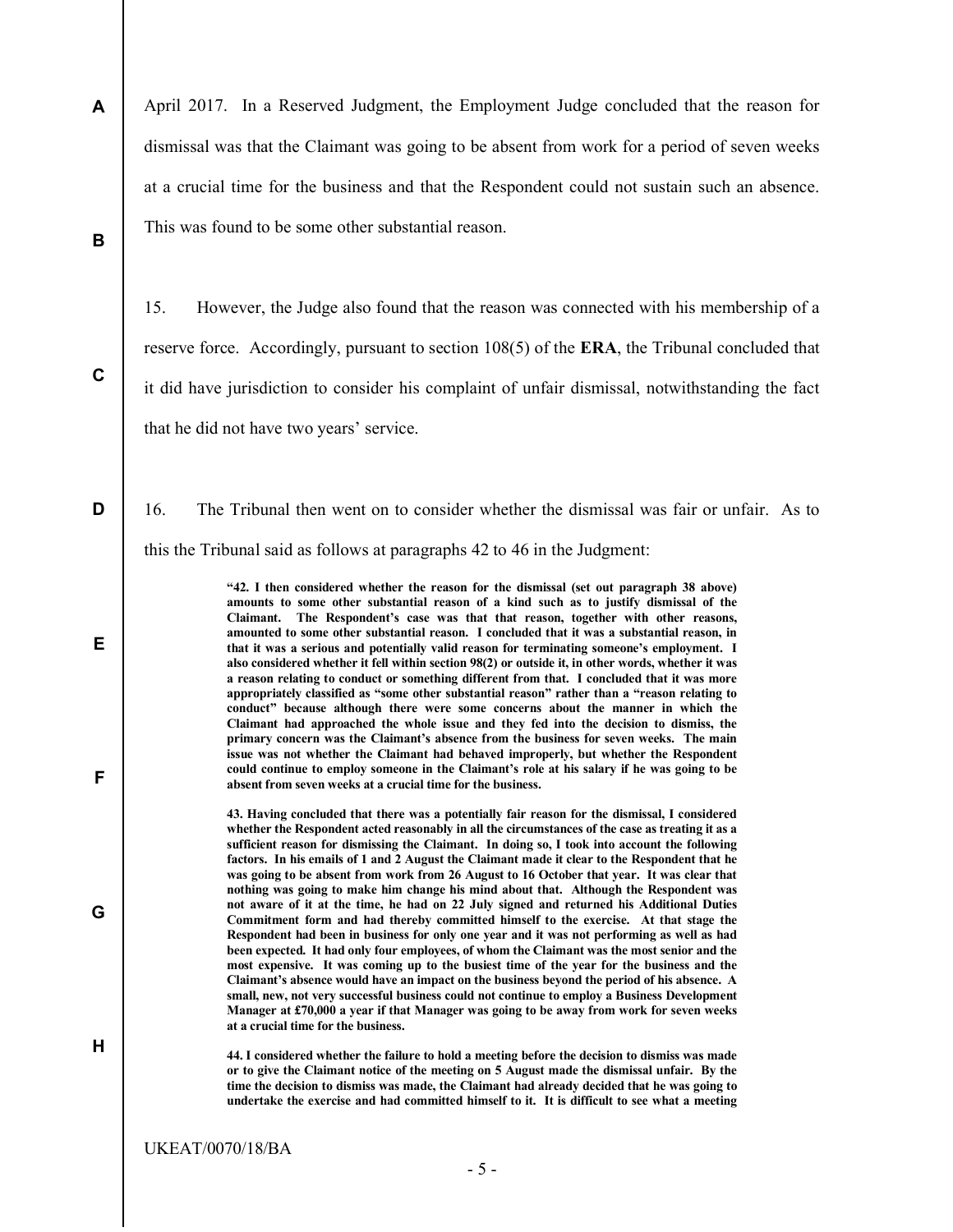April 2017. In a Reserved Judgment, the Employment Judge concluded that the reason for dismissal was that the Claimant was going to be absent from work for a period of seven weeks at a crucial time for the business and that the Respondent could not sustain such an absence. This was found to be some other substantial reason.

15. However, the Judge also found that the reason was connected with his membership of a reserve force. Accordingly, pursuant to section 108(5) of the **ERA**, the Tribunal concluded that it did have jurisdiction to consider his complaint of unfair dismissal, notwithstanding the fact that he did not have two years' service.

16. The Tribunal then went on to consider whether the dismissal was fair or unfair. As to this the Tribunal said as follows at paragraphs 42 to 46 in the Judgment:

> **"42. I then considered whether the reason for the dismissal (set out paragraph 38 above) amounts to some other substantial reason of a kind such as to justify dismissal of the Claimant. The Respondent's case was that that reason, together with other reasons, amounted to some other substantial reason. I concluded that it was a substantial reason, in that it was a serious and potentially valid reason for terminating someone's employment. I also considered whether it fell within section 98(2) or outside it, in other words, whether it was a reason relating to conduct or something different from that. I concluded that it was more appropriately classified as "some other substantial reason" rather than a "reason relating to conduct" because although there were some concerns about the manner in which the Claimant had approached the whole issue and they fed into the decision to dismiss, the primary concern was the Claimant's absence from the business for seven weeks. The main issue was not whether the Claimant had behaved improperly, but whether the Respondent could continue to employ someone in the Claimant's role at his salary if he was going to be absent from seven weeks at a crucial time for the business.**
>
> **43. Having concluded that there was a potentially fair reason for the dismissal, I considered whether the Respondent acted reasonably in all the circumstances of the case as treating it as a sufficient reason for dismissing the Claimant. In doing so, I took into account the following factors. In his emails of 1 and 2 August the Claimant made it clear to the Respondent that he was going to be absent from work from 26 August to 16 October that year. It was clear that nothing was going to make him change his mind about that. Although the Respondent was not aware of it at the time, he had on 22 July signed and returned his Additional Duties Commitment form and had thereby committed himself to the exercise. At that stage the Respondent had been in business for only one year and it was not performing as well as had been expected. It had only four employees, of whom the Claimant was the most senior and the most expensive. It was coming up to the busiest time of the year for the business and the Claimant's absence would have an impact on the business beyond the period of his absence. A small, new, not very successful business could not continue to employ a Business Development Manager at £70,000 a year if that Manager was going to be away from work for seven weeks at a crucial time for the business.**
>
> **44. I considered whether the failure to hold a meeting before the decision to dismiss was made or to give the Claimant notice of the meeting on 5 August made the dismissal unfair. By the time the decision to dismiss was made, the Claimant had already decided that he was going to undertake the exercise and had committed himself to it. It is difficult to see what a meeting**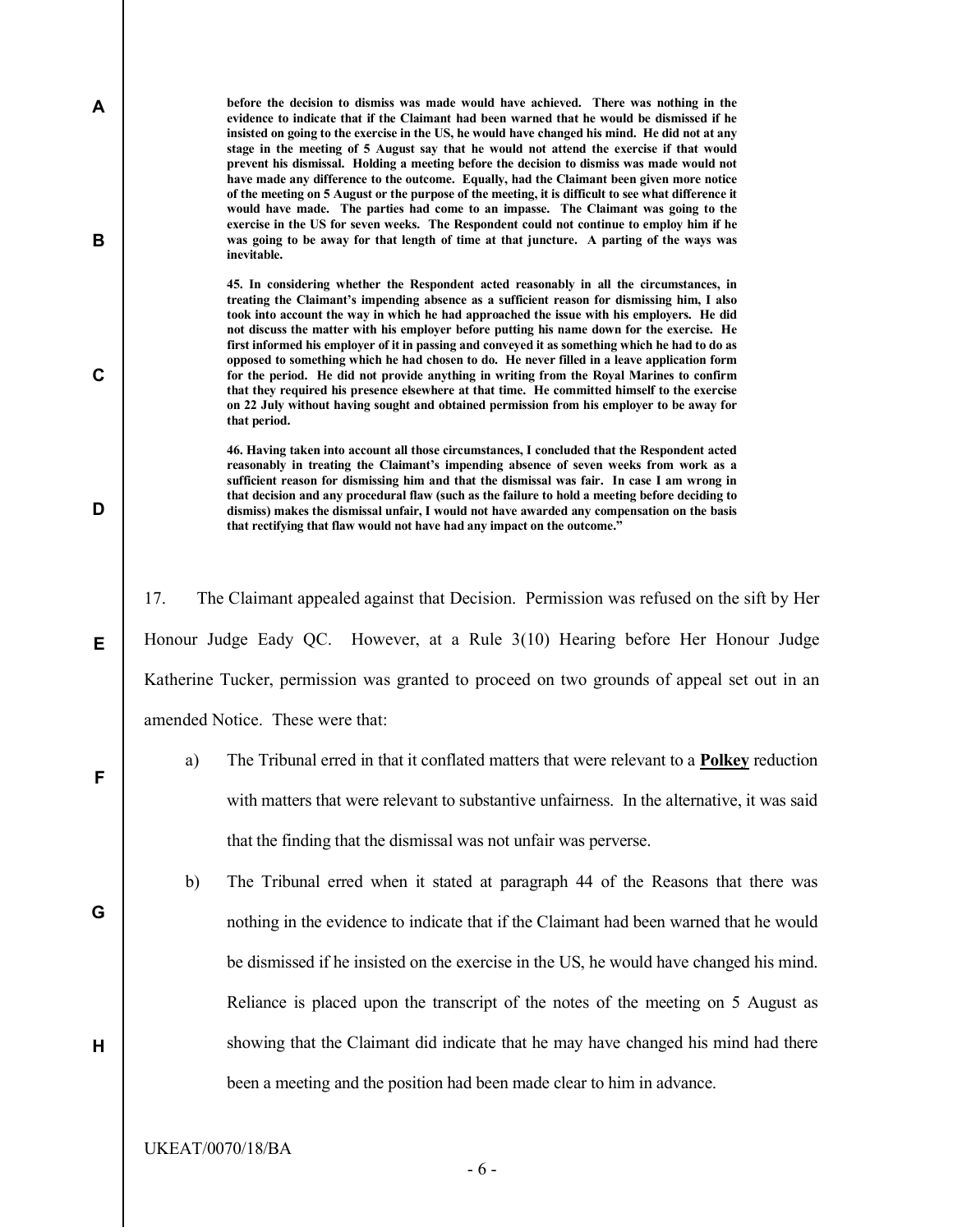**before the decision to dismiss was made would have achieved. There was nothing in the evidence to indicate that if the Claimant had been warned that he would be dismissed if he insisted on going to the exercise in the US, he would have changed his mind. He did not at any stage in the meeting of 5 August say that he would not attend the exercise if that would prevent his dismissal. Holding a meeting before the decision to dismiss was made would not have made any difference to the outcome. Equally, had the Claimant been given more notice of the meeting on 5 August or the purpose of the meeting, it is difficult to see what difference it would have made. The parties had come to an impasse. The Claimant was going to the exercise in the US for seven weeks. The Respondent could not continue to employ him if he was going to be away for that length of time at that juncture. A parting of the ways was inevitable.**

**45. In considering whether the Respondent acted reasonably in all the circumstances, in treating the Claimant's impending absence as a sufficient reason for dismissing him, I also took into account the way in which he had approached the issue with his employers. He did not discuss the matter with his employer before putting his name down for the exercise. He first informed his employer of it in passing and conveyed it as something which he had to do as opposed to something which he had chosen to do. He never filled in a leave application form for the period. He did not provide anything in writing from the Royal Marines to confirm that they required his presence elsewhere at that time. He committed himself to the exercise on 22 July without having sought and obtained permission from his employer to be away for that period.**

**46. Having taken into account all those circumstances, I concluded that the Respondent acted reasonably in treating the Claimant's impending absence of seven weeks from work as a sufficient reason for dismissing him and that the dismissal was fair. In case I am wrong in that decision and any procedural flaw (such as the failure to hold a meeting before deciding to dismiss) makes the dismissal unfair, I would not have awarded any compensation on the basis that rectifying that flaw would not have had any impact on the outcome."**

17. The Claimant appealed against that Decision. Permission was refused on the sift by Her Honour Judge Eady QC. However, at a Rule 3(10) Hearing before Her Honour Judge Katherine Tucker, permission was granted to proceed on two grounds of appeal set out in an amended Notice. These were that:

a) The Tribunal erred in that it conflated matters that were relevant to a **Polkey** reduction with matters that were relevant to substantive unfairness. In the alternative, it was said that the finding that the dismissal was not unfair was perverse.

b) The Tribunal erred when it stated at paragraph 44 of the Reasons that there was nothing in the evidence to indicate that if the Claimant had been warned that he would be dismissed if he insisted on the exercise in the US, he would have changed his mind. Reliance is placed upon the transcript of the notes of the meeting on 5 August as showing that the Claimant did indicate that he may have changed his mind had there been a meeting and the position had been made clear to him in advance.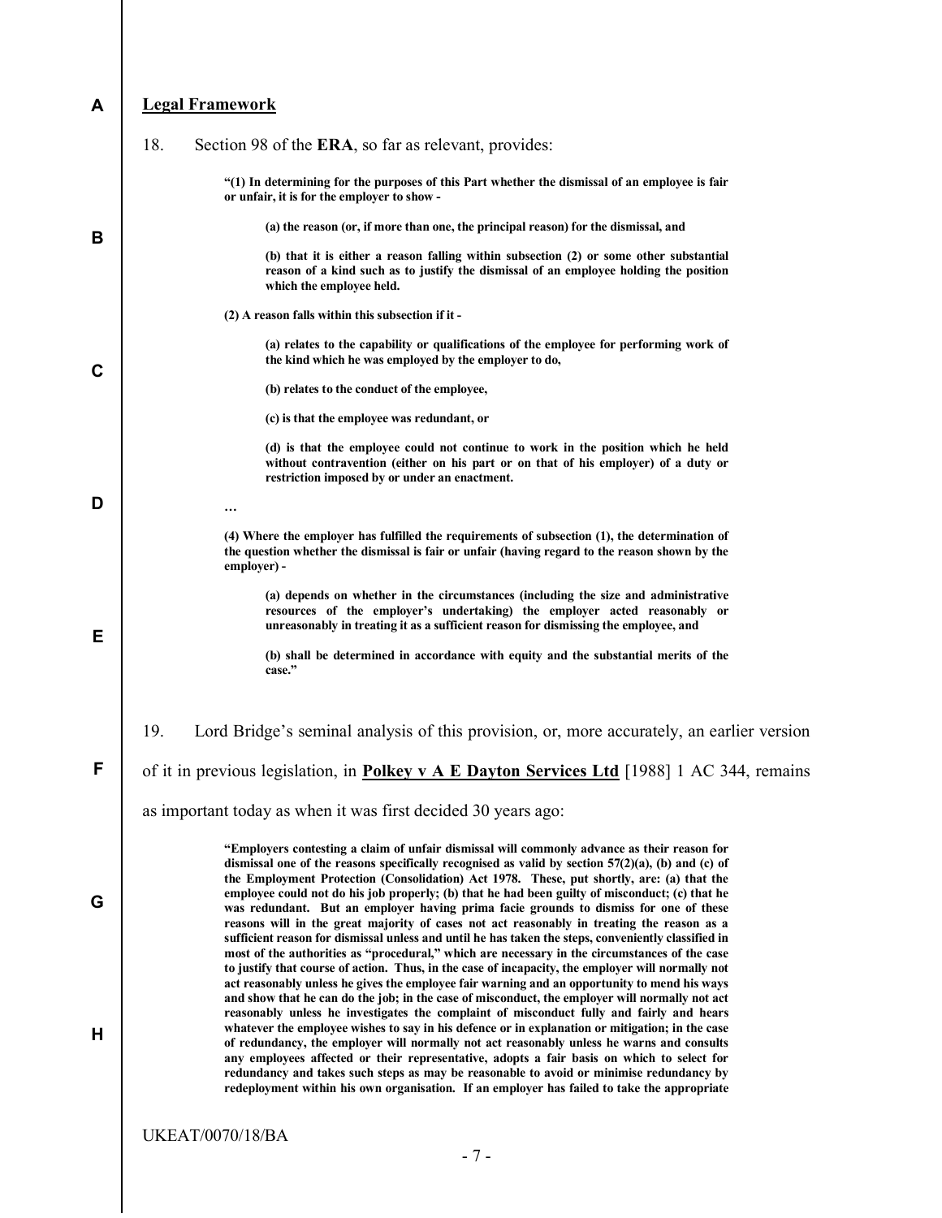## Legal Framework

18. Section 98 of the **ERA**, so far as relevant, provides:

> **"(1) In determining for the purposes of this Part whether the dismissal of an employee is fair or unfair, it is for the employer to show -**
>
> **(a) the reason (or, if more than one, the principal reason) for the dismissal, and**
>
> **(b) that it is either a reason falling within subsection (2) or some other substantial reason of a kind such as to justify the dismissal of an employee holding the position which the employee held.**
>
> **(2) A reason falls within this subsection if it -**
>
> **(a) relates to the capability or qualifications of the employee for performing work of the kind which he was employed by the employer to do,**
>
> **(b) relates to the conduct of the employee,**
>
> **(c) is that the employee was redundant, or**
>
> **(d) is that the employee could not continue to work in the position which he held without contravention (either on his part or on that of his employer) of a duty or restriction imposed by or under an enactment.**
>
> **…**
>
> **(4) Where the employer has fulfilled the requirements of subsection (1), the determination of the question whether the dismissal is fair or unfair (having regard to the reason shown by the employer) -**
>
> **(a) depends on whether in the circumstances (including the size and administrative resources of the employer's undertaking) the employer acted reasonably or unreasonably in treating it as a sufficient reason for dismissing the employee, and**
>
> **(b) shall be determined in accordance with equity and the substantial merits of the case."**

19. Lord Bridge's seminal analysis of this provision, or, more accurately, an earlier version of it in previous legislation, in **Polkey v A E Dayton Services Ltd** [1988] 1 AC 344, remains as important today as when it was first decided 30 years ago:

> **"Employers contesting a claim of unfair dismissal will commonly advance as their reason for dismissal one of the reasons specifically recognised as valid by section 57(2)(a), (b) and (c) of the Employment Protection (Consolidation) Act 1978. These, put shortly, are: (a) that the employee could not do his job properly; (b) that he had been guilty of misconduct; (c) that he was redundant. But an employer having prima facie grounds to dismiss for one of these reasons will in the great majority of cases not act reasonably in treating the reason as a sufficient reason for dismissal unless and until he has taken the steps, conveniently classified in most of the authorities as "procedural," which are necessary in the circumstances of the case to justify that course of action. Thus, in the case of incapacity, the employer will normally not act reasonably unless he gives the employee fair warning and an opportunity to mend his ways and show that he can do the job; in the case of misconduct, the employer will normally not act reasonably unless he investigates the complaint of misconduct fully and fairly and hears whatever the employee wishes to say in his defence or in explanation or mitigation; in the case of redundancy, the employer will normally not act reasonably unless he warns and consults any employees affected or their representative, adopts a fair basis on which to select for redundancy and takes such steps as may be reasonable to avoid or minimise redundancy by redeployment within his own organisation. If an employer has failed to take the appropriate**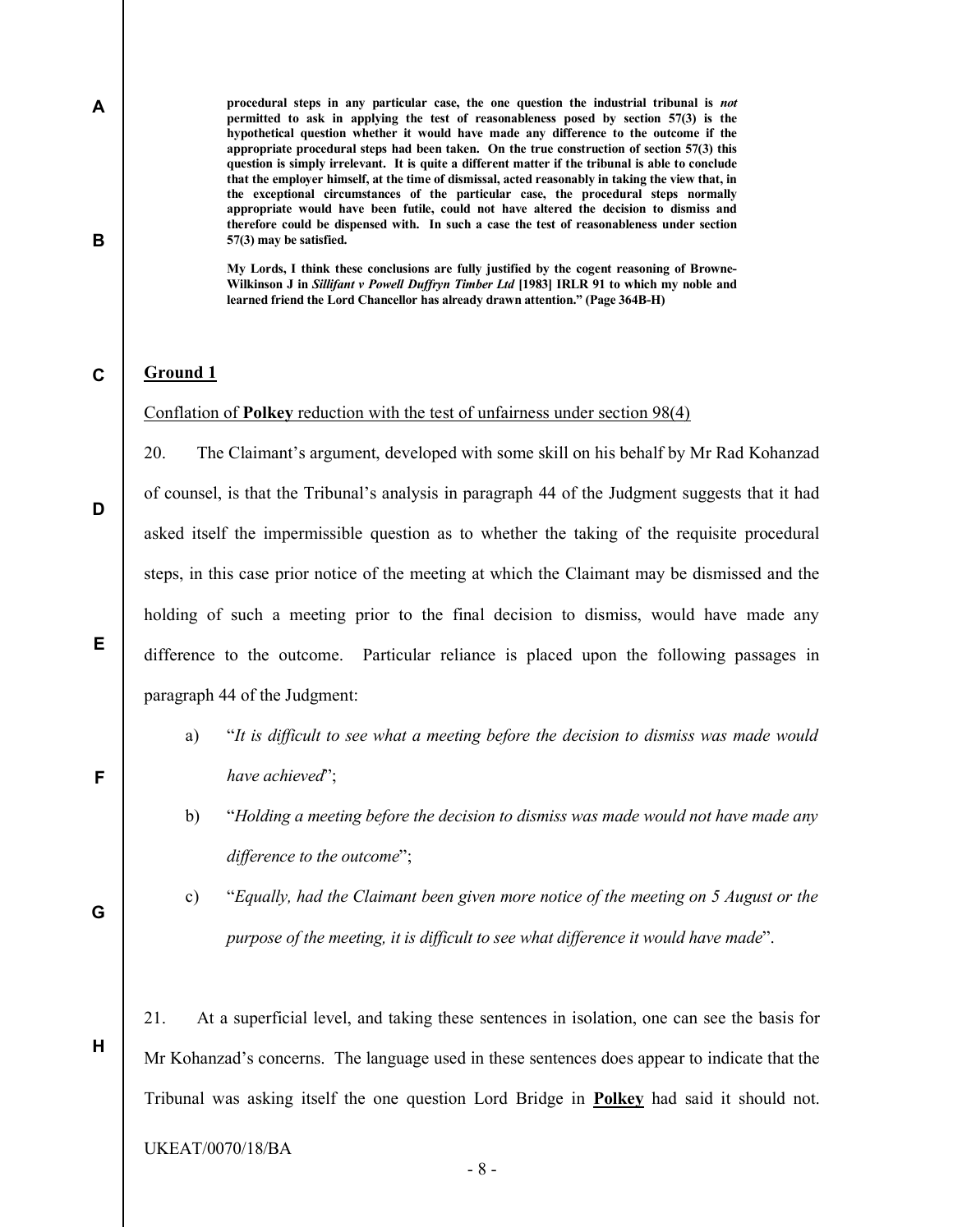**procedural steps in any particular case, the one question the industrial tribunal is *not* permitted to ask in applying the test of reasonableness posed by section 57(3) is the hypothetical question whether it would have made any difference to the outcome if the appropriate procedural steps had been taken. On the true construction of section 57(3) this question is simply irrelevant. It is quite a different matter if the tribunal is able to conclude that the employer himself, at the time of dismissal, acted reasonably in taking the view that, in the exceptional circumstances of the particular case, the procedural steps normally appropriate would have been futile, could not have altered the decision to dismiss and therefore could be dispensed with. In such a case the test of reasonableness under section 57(3) may be satisfied.**

**My Lords, I think these conclusions are fully justified by the cogent reasoning of Browne-Wilkinson J in *Sillifant v Powell Duffryn Timber Ltd* [1983] IRLR 91 to which my noble and learned friend the Lord Chancellor has already drawn attention." (Page 364B-H)**

**<u>Ground 1</u>**

<u>Conflation of **Polkey** reduction with the test of unfairness under section 98(4)</u>

20. The Claimant's argument, developed with some skill on his behalf by Mr Rad Kohanzad of counsel, is that the Tribunal's analysis in paragraph 44 of the Judgment suggests that it had asked itself the impermissible question as to whether the taking of the requisite procedural steps, in this case prior notice of the meeting at which the Claimant may be dismissed and the holding of such a meeting prior to the final decision to dismiss, would have made any difference to the outcome. Particular reliance is placed upon the following passages in paragraph 44 of the Judgment:

a) "*It is difficult to see what a meeting before the decision to dismiss was made would have achieved*";

b) "*Holding a meeting before the decision to dismiss was made would not have made any difference to the outcome*";

c) "*Equally, had the Claimant been given more notice of the meeting on 5 August or the purpose of the meeting, it is difficult to see what difference it would have made*".

21. At a superficial level, and taking these sentences in isolation, one can see the basis for Mr Kohanzad's concerns. The language used in these sentences does appear to indicate that the Tribunal was asking itself the one question Lord Bridge in **<u>Polkey</u>** had said it should not.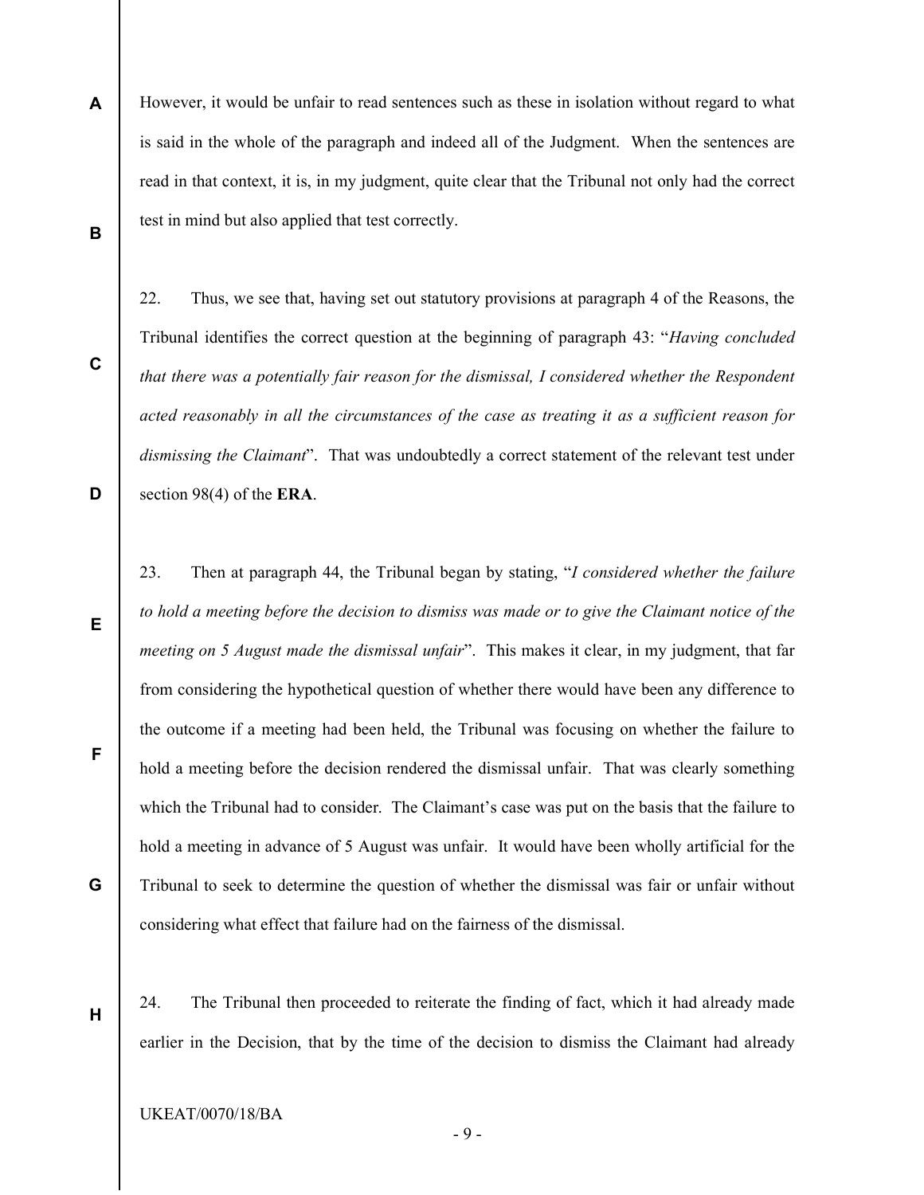However, it would be unfair to read sentences such as these in isolation without regard to what is said in the whole of the paragraph and indeed all of the Judgment. When the sentences are read in that context, it is, in my judgment, quite clear that the Tribunal not only had the correct test in mind but also applied that test correctly.

22. Thus, we see that, having set out statutory provisions at paragraph 4 of the Reasons, the Tribunal identifies the correct question at the beginning of paragraph 43: "*Having concluded that there was a potentially fair reason for the dismissal, I considered whether the Respondent acted reasonably in all the circumstances of the case as treating it as a sufficient reason for dismissing the Claimant*". That was undoubtedly a correct statement of the relevant test under section 98(4) of the **ERA**.

23. Then at paragraph 44, the Tribunal began by stating, "*I considered whether the failure to hold a meeting before the decision to dismiss was made or to give the Claimant notice of the meeting on 5 August made the dismissal unfair*". This makes it clear, in my judgment, that far from considering the hypothetical question of whether there would have been any difference to the outcome if a meeting had been held, the Tribunal was focusing on whether the failure to hold a meeting before the decision rendered the dismissal unfair. That was clearly something which the Tribunal had to consider. The Claimant's case was put on the basis that the failure to hold a meeting in advance of 5 August was unfair. It would have been wholly artificial for the Tribunal to seek to determine the question of whether the dismissal was fair or unfair without considering what effect that failure had on the fairness of the dismissal.

24. The Tribunal then proceeded to reiterate the finding of fact, which it had already made earlier in the Decision, that by the time of the decision to dismiss the Claimant had already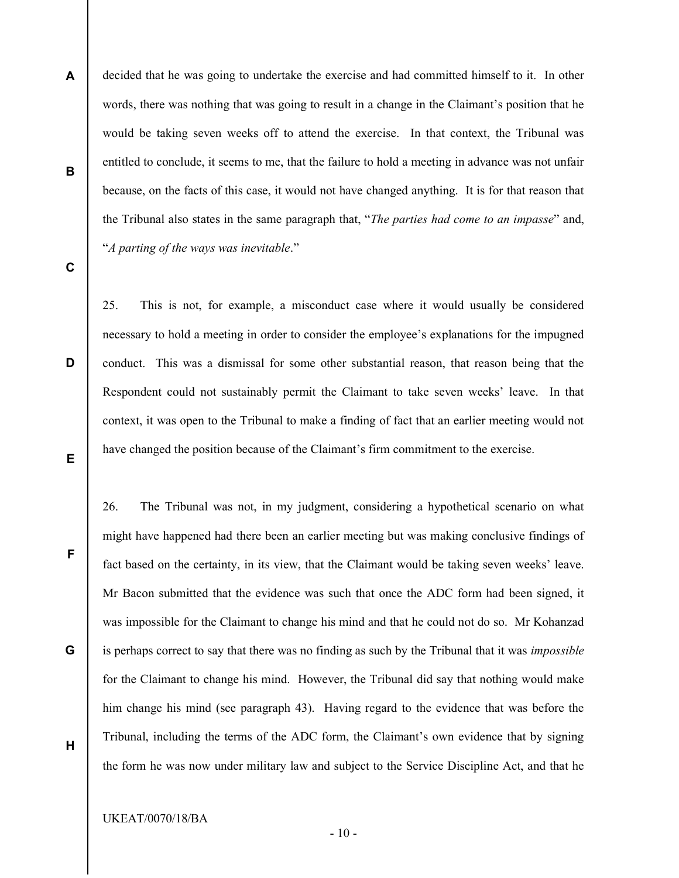decided that he was going to undertake the exercise and had committed himself to it. In other words, there was nothing that was going to result in a change in the Claimant's position that he would be taking seven weeks off to attend the exercise. In that context, the Tribunal was entitled to conclude, it seems to me, that the failure to hold a meeting in advance was not unfair because, on the facts of this case, it would not have changed anything. It is for that reason that the Tribunal also states in the same paragraph that, "*The parties had come to an impasse*" and, "*A parting of the ways was inevitable*."

25. This is not, for example, a misconduct case where it would usually be considered necessary to hold a meeting in order to consider the employee's explanations for the impugned conduct. This was a dismissal for some other substantial reason, that reason being that the Respondent could not sustainably permit the Claimant to take seven weeks' leave. In that context, it was open to the Tribunal to make a finding of fact that an earlier meeting would not have changed the position because of the Claimant's firm commitment to the exercise.

26. The Tribunal was not, in my judgment, considering a hypothetical scenario on what might have happened had there been an earlier meeting but was making conclusive findings of fact based on the certainty, in its view, that the Claimant would be taking seven weeks' leave. Mr Bacon submitted that the evidence was such that once the ADC form had been signed, it was impossible for the Claimant to change his mind and that he could not do so. Mr Kohanzad is perhaps correct to say that there was no finding as such by the Tribunal that it was *impossible* for the Claimant to change his mind. However, the Tribunal did say that nothing would make him change his mind (see paragraph 43). Having regard to the evidence that was before the Tribunal, including the terms of the ADC form, the Claimant's own evidence that by signing the form he was now under military law and subject to the Service Discipline Act, and that he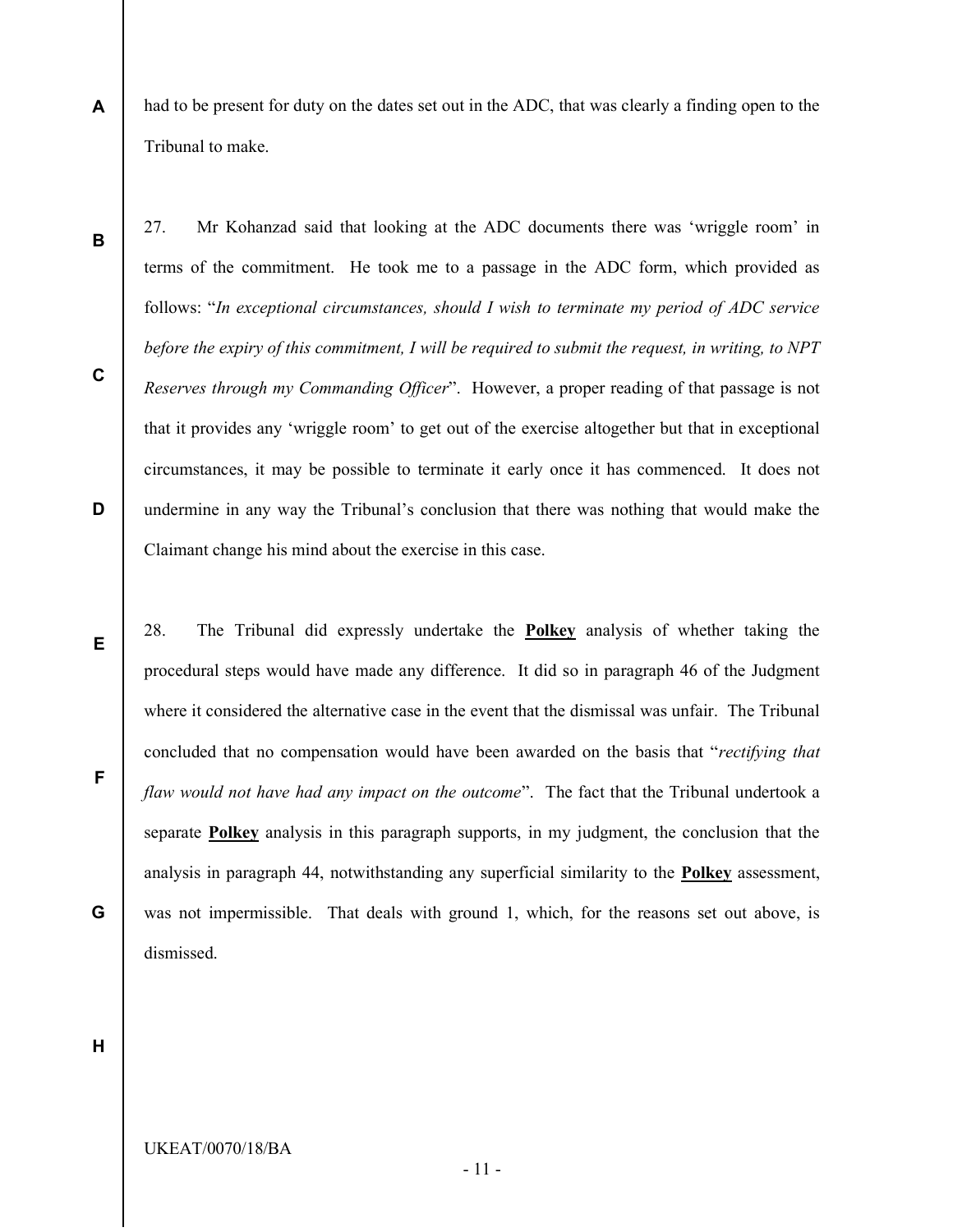had to be present for duty on the dates set out in the ADC, that was clearly a finding open to the Tribunal to make.

27. Mr Kohanzad said that looking at the ADC documents there was 'wriggle room' in terms of the commitment. He took me to a passage in the ADC form, which provided as follows: "*In exceptional circumstances, should I wish to terminate my period of ADC service before the expiry of this commitment, I will be required to submit the request, in writing, to NPT Reserves through my Commanding Officer*". However, a proper reading of that passage is not that it provides any 'wriggle room' to get out of the exercise altogether but that in exceptional circumstances, it may be possible to terminate it early once it has commenced. It does not undermine in any way the Tribunal's conclusion that there was nothing that would make the Claimant change his mind about the exercise in this case.

28. The Tribunal did expressly undertake the **Polkey** analysis of whether taking the procedural steps would have made any difference. It did so in paragraph 46 of the Judgment where it considered the alternative case in the event that the dismissal was unfair. The Tribunal concluded that no compensation would have been awarded on the basis that "*rectifying that flaw would not have had any impact on the outcome*". The fact that the Tribunal undertook a separate **Polkey** analysis in this paragraph supports, in my judgment, the conclusion that the analysis in paragraph 44, notwithstanding any superficial similarity to the **Polkey** assessment, was not impermissible. That deals with ground 1, which, for the reasons set out above, is dismissed.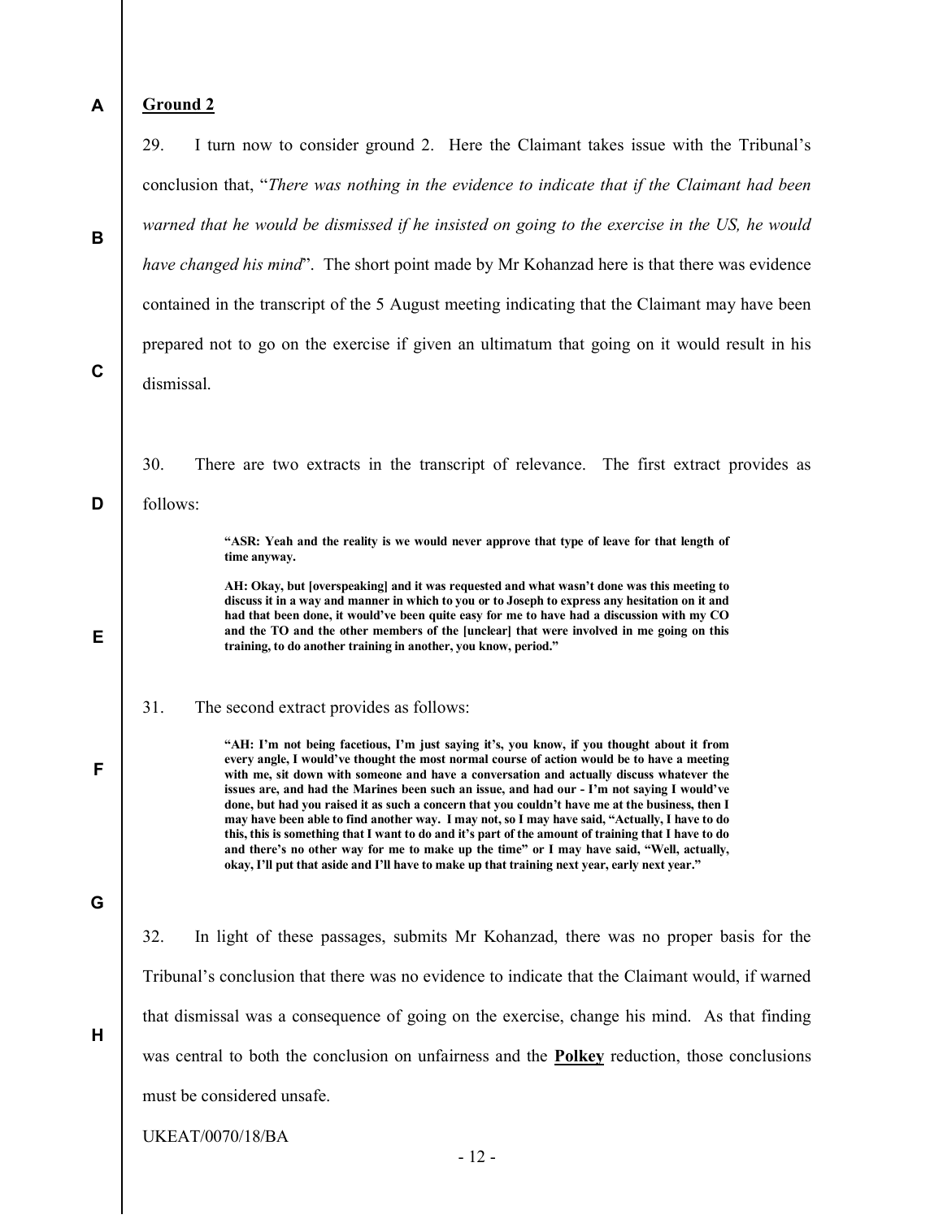**Ground 2**

29. I turn now to consider ground 2. Here the Claimant takes issue with the Tribunal's conclusion that, "*There was nothing in the evidence to indicate that if the Claimant had been warned that he would be dismissed if he insisted on going to the exercise in the US, he would have changed his mind*". The short point made by Mr Kohanzad here is that there was evidence contained in the transcript of the 5 August meeting indicating that the Claimant may have been prepared not to go on the exercise if given an ultimatum that going on it would result in his dismissal.

30. There are two extracts in the transcript of relevance. The first extract provides as follows:

> **"ASR: Yeah and the reality is we would never approve that type of leave for that length of time anyway.**
>
> **AH: Okay, but [overspeaking] and it was requested and what wasn't done was this meeting to discuss it in a way and manner in which to you or to Joseph to express any hesitation on it and had that been done, it would've been quite easy for me to have had a discussion with my CO and the TO and the other members of the [unclear] that were involved in me going on this training, to do another training in another, you know, period."**

31. The second extract provides as follows:

> **"AH: I'm not being facetious, I'm just saying it's, you know, if you thought about it from every angle, I would've thought the most normal course of action would be to have a meeting with me, sit down with someone and have a conversation and actually discuss whatever the issues are, and had the Marines been such an issue, and had our - I'm not saying I would've done, but had you raised it as such a concern that you couldn't have me at the business, then I may have been able to find another way. I may not, so I may have said, "Actually, I have to do this, this is something that I want to do and it's part of the amount of training that I have to do and there's no other way for me to make up the time" or I may have said, "Well, actually, okay, I'll put that aside and I'll have to make up that training next year, early next year."**

32. In light of these passages, submits Mr Kohanzad, there was no proper basis for the Tribunal's conclusion that there was no evidence to indicate that the Claimant would, if warned that dismissal was a consequence of going on the exercise, change his mind. As that finding was central to both the conclusion on unfairness and the **Polkey** reduction, those conclusions must be considered unsafe.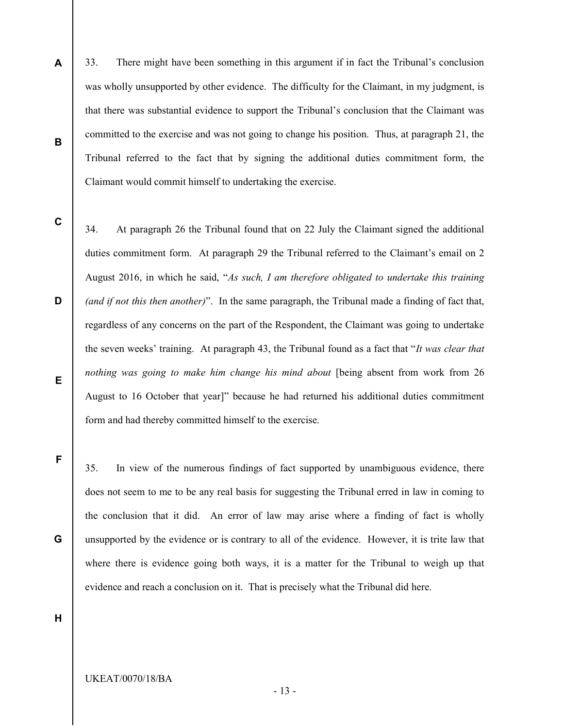33. There might have been something in this argument if in fact the Tribunal's conclusion was wholly unsupported by other evidence. The difficulty for the Claimant, in my judgment, is that there was substantial evidence to support the Tribunal's conclusion that the Claimant was committed to the exercise and was not going to change his position. Thus, at paragraph 21, the Tribunal referred to the fact that by signing the additional duties commitment form, the Claimant would commit himself to undertaking the exercise.

34. At paragraph 26 the Tribunal found that on 22 July the Claimant signed the additional duties commitment form. At paragraph 29 the Tribunal referred to the Claimant's email on 2 August 2016, in which he said, "*As such, I am therefore obligated to undertake this training (and if not this then another)*". In the same paragraph, the Tribunal made a finding of fact that, regardless of any concerns on the part of the Respondent, the Claimant was going to undertake the seven weeks' training. At paragraph 43, the Tribunal found as a fact that "*It was clear that nothing was going to make him change his mind about* [being absent from work from 26 August to 16 October that year]" because he had returned his additional duties commitment form and had thereby committed himself to the exercise.

35. In view of the numerous findings of fact supported by unambiguous evidence, there does not seem to me to be any real basis for suggesting the Tribunal erred in law in coming to the conclusion that it did. An error of law may arise where a finding of fact is wholly unsupported by the evidence or is contrary to all of the evidence. However, it is trite law that where there is evidence going both ways, it is a matter for the Tribunal to weigh up that evidence and reach a conclusion on it. That is precisely what the Tribunal did here.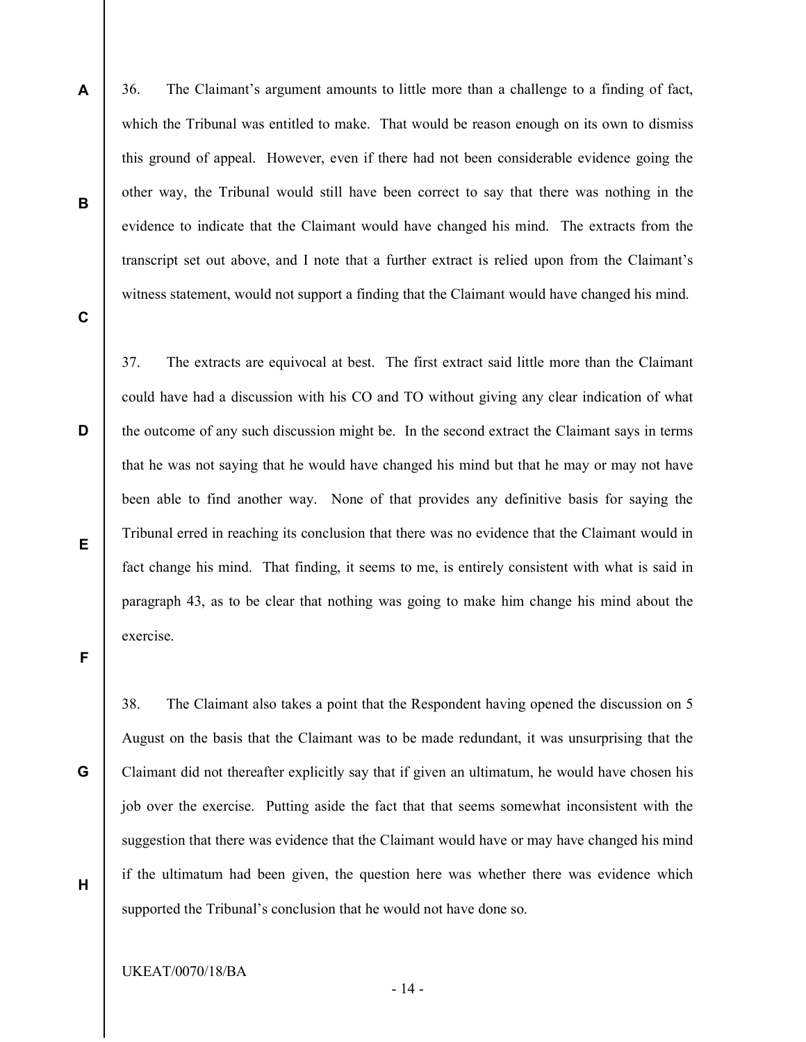36. The Claimant's argument amounts to little more than a challenge to a finding of fact, which the Tribunal was entitled to make. That would be reason enough on its own to dismiss this ground of appeal. However, even if there had not been considerable evidence going the other way, the Tribunal would still have been correct to say that there was nothing in the evidence to indicate that the Claimant would have changed his mind. The extracts from the transcript set out above, and I note that a further extract is relied upon from the Claimant's witness statement, would not support a finding that the Claimant would have changed his mind.

37. The extracts are equivocal at best. The first extract said little more than the Claimant could have had a discussion with his CO and TO without giving any clear indication of what the outcome of any such discussion might be. In the second extract the Claimant says in terms that he was not saying that he would have changed his mind but that he may or may not have been able to find another way. None of that provides any definitive basis for saying the Tribunal erred in reaching its conclusion that there was no evidence that the Claimant would in fact change his mind. That finding, it seems to me, is entirely consistent with what is said in paragraph 43, as to be clear that nothing was going to make him change his mind about the exercise.

38. The Claimant also takes a point that the Respondent having opened the discussion on 5 August on the basis that the Claimant was to be made redundant, it was unsurprising that the Claimant did not thereafter explicitly say that if given an ultimatum, he would have chosen his job over the exercise. Putting aside the fact that that seems somewhat inconsistent with the suggestion that there was evidence that the Claimant would have or may have changed his mind if the ultimatum had been given, the question here was whether there was evidence which supported the Tribunal's conclusion that he would not have done so.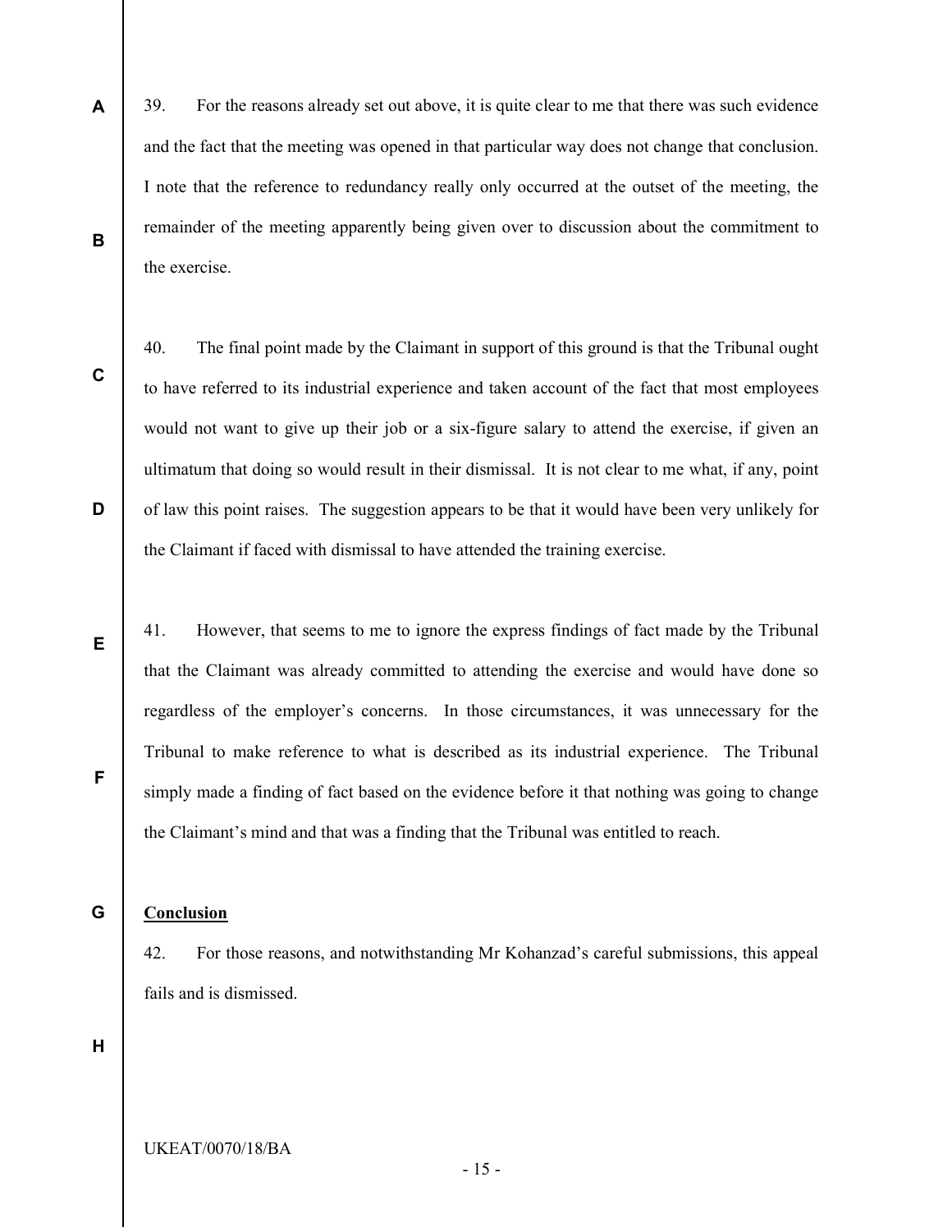39. For the reasons already set out above, it is quite clear to me that there was such evidence and the fact that the meeting was opened in that particular way does not change that conclusion. I note that the reference to redundancy really only occurred at the outset of the meeting, the remainder of the meeting apparently being given over to discussion about the commitment to the exercise.

40. The final point made by the Claimant in support of this ground is that the Tribunal ought to have referred to its industrial experience and taken account of the fact that most employees would not want to give up their job or a six-figure salary to attend the exercise, if given an ultimatum that doing so would result in their dismissal. It is not clear to me what, if any, point of law this point raises. The suggestion appears to be that it would have been very unlikely for the Claimant if faced with dismissal to have attended the training exercise.

41. However, that seems to me to ignore the express findings of fact made by the Tribunal that the Claimant was already committed to attending the exercise and would have done so regardless of the employer's concerns. In those circumstances, it was unnecessary for the Tribunal to make reference to what is described as its industrial experience. The Tribunal simply made a finding of fact based on the evidence before it that nothing was going to change the Claimant's mind and that was a finding that the Tribunal was entitled to reach.

## Conclusion

42. For those reasons, and notwithstanding Mr Kohanzad's careful submissions, this appeal fails and is dismissed.